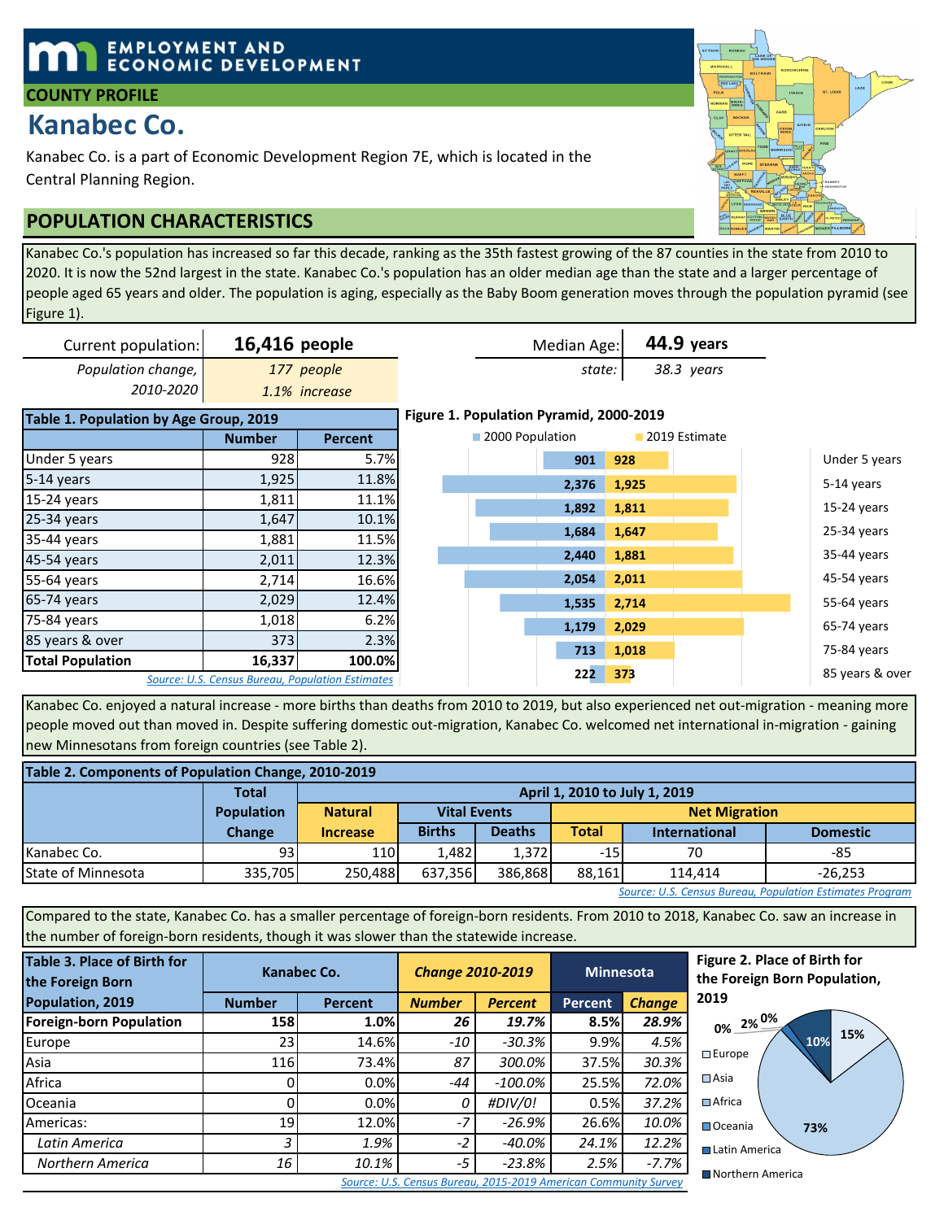EMPLOYMENT AND ECONOMIC DEVELOPMENT

**COUNTY PROFILE**

# Kanabec Co.

Kanabec Co. is a part of Economic Development Region 7E, which is located in the Central Planning Region.

## POPULATION CHARACTERISTICS

Kanabec Co.'s population has increased so far this decade, ranking as the 35th fastest growing of the 87 counties in the state from 2010 to 2020. It is now the 52nd largest in the state. Kanabec Co.'s population has an older median age than the state and a larger percentage of people aged 65 years and older. The population is aging, especially as the Baby Boom generation moves through the population pyramid (see Figure 1).

| Current population: | **16,416 people** |
|---|---|
| *Population change, 2010-2020* | *177 people* *1.1% increase* |

| Median Age: | **44.9 years** |
|---|---|
| *state:* | *38.3 years* |

**Table 1. Population by Age Group, 2019**

| | Number | Percent |
|---|---|---|
| Under 5 years | 928 | 5.7% |
| 5-14 years | 1,925 | 11.8% |
| 15-24 years | 1,811 | 11.1% |
| 25-34 years | 1,647 | 10.1% |
| 35-44 years | 1,881 | 11.5% |
| 45-54 years | 2,011 | 12.3% |
| 55-64 years | 2,714 | 16.6% |
| 65-74 years | 2,029 | 12.4% |
| 75-84 years | 1,018 | 6.2% |
| 85 years & over | 373 | 2.3% |
| **Total Population** | **16,337** | **100.0%** |

*Source: U.S. Census Bureau, Population Estimates*

**Figure 1. Population Pyramid, 2000-2019**

| | 2000 Population | 2019 Estimate |
|---|---|---|
| Under 5 years | 901 | 928 |
| 5-14 years | 2,376 | 1,925 |
| 15-24 years | 1,892 | 1,811 |
| 25-34 years | 1,684 | 1,647 |
| 35-44 years | 2,440 | 1,881 |
| 45-54 years | 2,054 | 2,011 |
| 55-64 years | 1,535 | 2,714 |
| 65-74 years | 1,179 | 2,029 |
| 75-84 years | 713 | 1,018 |
| 85 years & over | 222 | 373 |

Kanabec Co. enjoyed a natural increase - more births than deaths from 2010 to 2019, but also experienced net out-migration - meaning more people moved out than moved in. Despite suffering domestic out-migration, Kanabec Co. welcomed net international in-migration - gaining new Minnesotans from foreign countries (see Table 2).

**Table 2. Components of Population Change, 2010-2019**

| | Total Population Change | April 1, 2010 to July 1, 2019 | | | | | |
|---|---|---|---|---|---|---|---|
| | | Natural Increase | Vital Events | | Net Migration | | |
| | | | Births | Deaths | Total | International | Domestic |
| Kanabec Co. | 93 | 110 | 1,482 | 1,372 | -15 | 70 | -85 |
| State of Minnesota | 335,705 | 250,488 | 637,356 | 386,868 | 88,161 | 114,414 | -26,253 |

*Source: U.S. Census Bureau, Population Estimates Program*

Compared to the state, Kanabec Co. has a smaller percentage of foreign-born residents. From 2010 to 2018, Kanabec Co. saw an increase in the number of foreign-born residents, though it was slower than the statewide increase.

**Table 3. Place of Birth for the Foreign Born Population, 2019**

| | Kanabec Co. | | *Change 2010-2019* | | Minnesota | |
|---|---|---|---|---|---|---|
| | Number | Percent | *Number* | *Percent* | Percent | *Change* |
| **Foreign-born Population** | **158** | **1.0%** | ***26*** | ***19.7%*** | **8.5%** | ***28.9%*** |
| Europe | 23 | 14.6% | *-10* | *-30.3%* | 9.9% | *4.5%* |
| Asia | 116 | 73.4% | *87* | *300.0%* | 37.5% | *30.3%* |
| Africa | 0 | 0.0% | *-44* | *-100.0%* | 25.5% | *72.0%* |
| Oceania | 0 | 0.0% | *0* | *#DIV/0!* | 0.5% | *37.2%* |
| Americas: | 19 | 12.0% | *-7* | *-26.9%* | 26.6% | *10.0%* |
| *Latin America* | *3* | *1.9%* | *-2* | *-40.0%* | *24.1%* | *12.2%* |
| *Northern America* | *16* | *10.1%* | *-5* | *-23.8%* | *2.5%* | *-7.7%* |

*Source: U.S. Census Bureau, 2015-2019 American Community Survey*

**Figure 2. Place of Birth for the Foreign Born Population, 2019**

| | Percent |
|---|---|
| Europe | 15% |
| Asia | 73% |
| Africa | 0% |
| Oceania | 0% |
| Latin America | 2% |
| Northern America | 10% |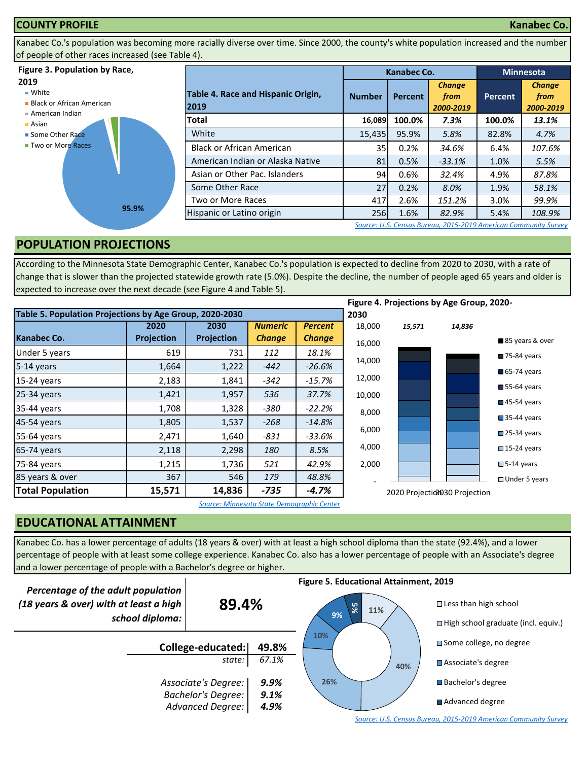## COUNTY PROFILE — Kanabec Co.

Kanabec Co.'s population was becoming more racially diverse over time. Since 2000, the county's white population increased and the number of people of other races increased (see Table 4).

**Figure 3. Population by Race, 2019**

- White
- Black or African American
- American Indian
- Asian
- Some Other Race
- Two or More Races

95.9%

| Table 4. Race and Hispanic Origin, 2019 | Kanabec Co. | | | Minnesota | |
|---|---|---|---|---|---|
| | Number | Percent | *Change from 2000-2019* | Percent | *Change from 2000-2019* |
| **Total** | **16,089** | **100.0%** | ***7.3%*** | **100.0%** | ***13.1%*** |
| White | 15,435 | 95.9% | *5.8%* | 82.8% | *4.7%* |
| Black or African American | 35 | 0.2% | *34.6%* | 6.4% | *107.6%* |
| American Indian or Alaska Native | 81 | 0.5% | *-33.1%* | 1.0% | *5.5%* |
| Asian or Other Pac. Islanders | 94 | 0.6% | *32.4%* | 4.9% | *87.8%* |
| Some Other Race | 27 | 0.2% | *8.0%* | 1.9% | *58.1%* |
| Two or More Races | 417 | 2.6% | *151.2%* | 3.0% | *99.9%* |
| Hispanic or Latino origin | 256 | 1.6% | *82.9%* | 5.4% | *108.9%* |

*Source: U.S. Census Bureau, 2015-2019 American Community Survey*

## POPULATION PROJECTIONS

According to the Minnesota State Demographic Center, Kanabec Co.'s population is expected to decline from 2020 to 2030, with a rate of change that is slower than the projected statewide growth rate (5.0%). Despite the decline, the number of people aged 65 years and older is expected to increase over the next decade (see Figure 4 and Table 5).

**Table 5. Population Projections by Age Group, 2020-2030**

| Kanabec Co. | 2020 Projection | 2030 Projection | *Numeric Change* | *Percent Change* |
|---|---|---|---|---|
| Under 5 years | 619 | 731 | *112* | *18.1%* |
| 5-14 years | 1,664 | 1,222 | *-442* | *-26.6%* |
| 15-24 years | 2,183 | 1,841 | *-342* | *-15.7%* |
| 25-34 years | 1,421 | 1,957 | *536* | *37.7%* |
| 35-44 years | 1,708 | 1,328 | *-380* | *-22.2%* |
| 45-54 years | 1,805 | 1,537 | *-268* | *-14.8%* |
| 55-64 years | 2,471 | 1,640 | *-831* | *-33.6%* |
| 65-74 years | 2,118 | 2,298 | *180* | *8.5%* |
| 75-84 years | 1,215 | 1,736 | *521* | *42.9%* |
| 85 years & over | 367 | 546 | *179* | *48.8%* |
| **Total Population** | **15,571** | **14,836** | ***-735*** | ***-4.7%*** |

*Source: Minnesota State Demographic Center*

**Figure 4. Projections by Age Group, 2020-2030**

2020 Projection: 15,571; 2030 Projection: 14,836

Legend: 85 years & over; 75-84 years; 65-74 years; 55-64 years; 45-54 years; 35-44 years; 25-34 years; 15-24 years; 5-14 years; Under 5 years

## EDUCATIONAL ATTAINMENT

Kanabec Co. has a lower percentage of adults (18 years & over) with at least a high school diploma than the state (92.4%), and a lower percentage of people with at least some college experience. Kanabec Co. also has a lower percentage of people with an Associate's degree and a lower percentage of people with a Bachelor's degree or higher.

*Percentage of the adult population (18 years & over) with at least a high school diploma:* **89.4%**

| | |
|---|---|
| **College-educated:** | **49.8%** |
| *state:* | *67.1%* |
| *Associate's Degree:* | ***9.9%*** |
| *Bachelor's Degree:* | ***9.1%*** |
| *Advanced Degree:* | ***4.9%*** |

**Figure 5. Educational Attainment, 2019**

- Less than high school: 11%
- High school graduate (incl. equiv.): 40%
- Some college, no degree: 26%
- Associate's degree: 10%
- Bachelor's degree: 9%
- Advanced degree: 5%

*Source: U.S. Census Bureau, 2015-2019 American Community Survey*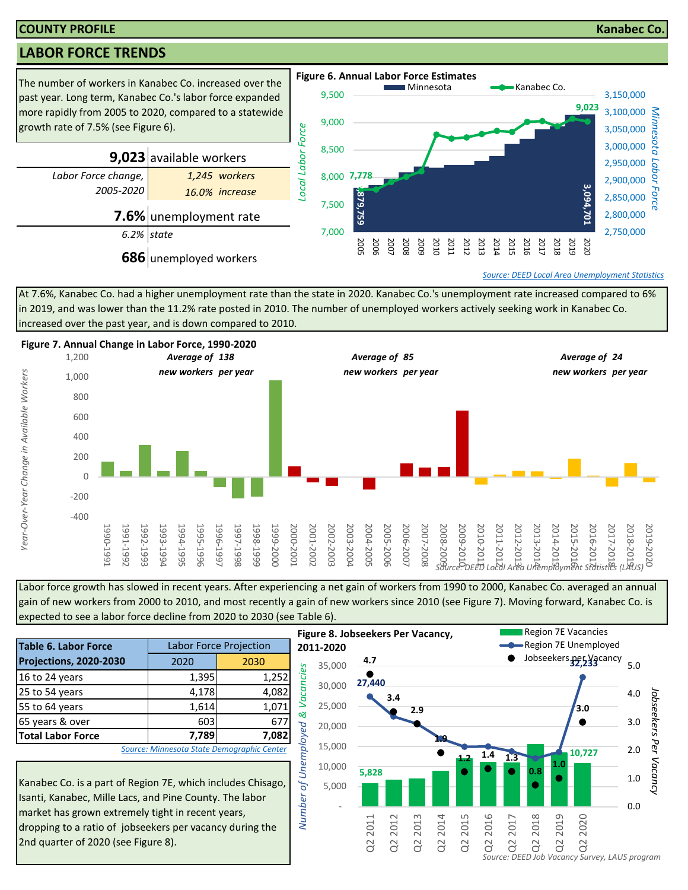**COUNTY PROFILE** — **Kanabec Co.**

## LABOR FORCE TRENDS

The number of workers in Kanabec Co. increased over the past year. Long term, Kanabec Co.'s labor force expanded more rapidly from 2005 to 2020, compared to a statewide growth rate of 7.5% (see Figure 6).

| | |
|---|---|
| **9,023** | available workers |
| *Labor Force change, 2005-2020* | *1,245 workers* |
| | *16.0% increase* |
| **7.6%** | unemployment rate |
| *6.2%* | *state* |
| **686** | unemployed workers |

**Figure 6. Annual Labor Force Estimates**

Minnesota; Kanabec Co.

Local Labor Force: 7,778 (2005); 9,023 (2020)

Minnesota Labor Force: 2,879,759 (2005); 3,094,701 (2020)

*Source: DEED Local Area Unemployment Statistics*

At 7.6%, Kanabec Co. had a higher unemployment rate than the state in 2020. Kanabec Co.'s unemployment rate increased compared to 6% in 2019, and was lower than the 11.2% rate posted in 2010. The number of unemployed workers actively seeking work in Kanabec Co. increased over the past year, and is down compared to 2010.

**Figure 7. Annual Change in Labor Force, 1990-2020**

*Average of 138 new workers per year* (1990-2000); *Average of 85 new workers per year* (2000-2010); *Average of 24 new workers per year* (2010-2020)

*Source: DEED Local Area Unemployment Statistics (LAUS)*

Labor force growth has slowed in recent years. After experiencing a net gain of workers from 1990 to 2000, Kanabec Co. averaged an annual gain of new workers from 2000 to 2010, and most recently a gain of new workers since 2010 (see Figure 7). Moving forward, Kanabec Co. is expected to see a labor force decline from 2020 to 2030 (see Table 6).

| Table 6. Labor Force Projections, 2020-2030 | Labor Force Projection | |
|---|---|---|
| | 2020 | 2030 |
| 16 to 24 years | 1,395 | 1,252 |
| 25 to 54 years | 4,178 | 4,082 |
| 55 to 64 years | 1,614 | 1,071 |
| 65 years & over | 603 | 677 |
| **Total Labor Force** | **7,789** | **7,082** |

*Source: Minnesota State Demographic Center*

Kanabec Co. is a part of Region 7E, which includes Chisago, Isanti, Kanabec, Mille Lacs, and Pine County. The labor market has grown extremely tight in recent years, dropping to a ratio of jobseekers per vacancy during the 2nd quarter of 2020 (see Figure 8).

**Figure 8. Jobseekers Per Vacancy, 2011-2020**

| | Q2 2011 | Q2 2012 | Q2 2013 | Q2 2014 | Q2 2015 | Q2 2016 | Q2 2017 | Q2 2018 | Q2 2019 | Q2 2020 |
|---|---|---|---|---|---|---|---|---|---|---|
| Region 7E Vacancies | 5,828 | | | | | | | | | 10,727 |
| Region 7E Unemployed | 27,440 | | | | | | | | | 32,233 |
| Jobseekers per Vacancy | 4.7 | 3.4 | 2.9 | 1.9 | 1.2 | 1.4 | 1.3 | 0.8 | 1.0 | 3.0 |

*Source: DEED Job Vacancy Survey, LAUS program*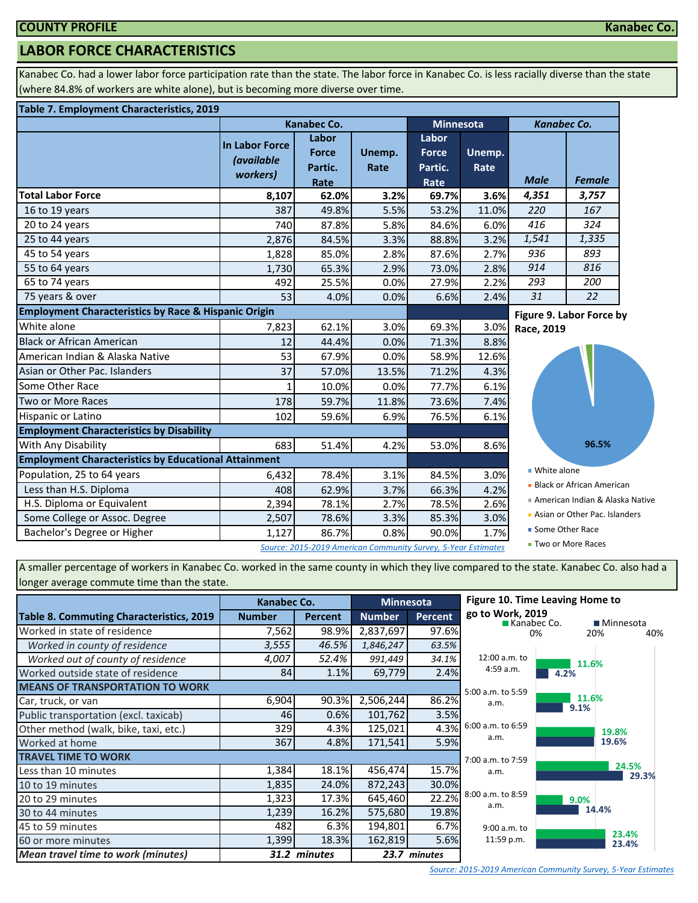## LABOR FORCE CHARACTERISTICS

Kanabec Co. had a lower labor force participation rate than the state. The labor force in Kanabec Co. is less racially diverse than the state (where 84.8% of workers are white alone), but is becoming more diverse over time.

**Table 7. Employment Characteristics, 2019**

| | Kanabec Co. | | | Minnesota | | *Kanabec Co.* | |
|---|---|---|---|---|---|---|---|
| | In Labor Force *(available workers)* | Labor Force Partic. Rate | Unemp. Rate | Labor Force Partic. Rate | Unemp. Rate | *Male* | *Female* |
| **Total Labor Force** | **8,107** | **62.0%** | **3.2%** | **69.7%** | **3.6%** | ***4,351*** | ***3,757*** |
| 16 to 19 years | 387 | 49.8% | 5.5% | 53.2% | 11.0% | *220* | *167* |
| 20 to 24 years | 740 | 87.8% | 5.8% | 84.6% | 6.0% | *416* | *324* |
| 25 to 44 years | 2,876 | 84.5% | 3.3% | 88.8% | 3.2% | *1,541* | *1,335* |
| 45 to 54 years | 1,828 | 85.0% | 2.8% | 87.6% | 2.7% | *936* | *893* |
| 55 to 64 years | 1,730 | 65.3% | 2.9% | 73.0% | 2.8% | *914* | *816* |
| 65 to 74 years | 492 | 25.5% | 0.0% | 27.9% | 2.2% | *293* | *200* |
| 75 years & over | 53 | 4.0% | 0.0% | 6.6% | 2.4% | *31* | *22* |
| **Employment Characteristics by Race & Hispanic Origin** | | | | | | | |
| White alone | 7,823 | 62.1% | 3.0% | 69.3% | 3.0% | | |
| Black or African American | 12 | 44.4% | 0.0% | 71.3% | 8.8% | | |
| American Indian & Alaska Native | 53 | 67.9% | 0.0% | 58.9% | 12.6% | | |
| Asian or Other Pac. Islanders | 37 | 57.0% | 13.5% | 71.2% | 4.3% | | |
| Some Other Race | 1 | 10.0% | 0.0% | 77.7% | 6.1% | | |
| Two or More Races | 178 | 59.7% | 11.8% | 73.6% | 7.4% | | |
| Hispanic or Latino | 102 | 59.6% | 6.9% | 76.5% | 6.1% | | |
| **Employment Characteristics by Disability** | | | | | | | |
| With Any Disability | 683 | 51.4% | 4.2% | 53.0% | 8.6% | | |
| **Employment Characteristics by Educational Attainment** | | | | | | | |
| Population, 25 to 64 years | 6,432 | 78.4% | 3.1% | 84.5% | 3.0% | | |
| Less than H.S. Diploma | 408 | 62.9% | 3.7% | 66.3% | 4.2% | | |
| H.S. Diploma or Equivalent | 2,394 | 78.1% | 2.7% | 78.5% | 2.6% | | |
| Some College or Assoc. Degree | 2,507 | 78.6% | 3.3% | 85.3% | 3.0% | | |
| Bachelor's Degree or Higher | 1,127 | 86.7% | 0.8% | 90.0% | 1.7% | | |

*Source: 2015-2019 American Community Survey, 5-Year Estimates*

**Figure 9. Labor Force by Race, 2019**

96.5%

- White alone
- Black or African American
- American Indian & Alaska Native
- Asian or Other Pac. Islanders
- Some Other Race
- Two or More Races

A smaller percentage of workers in Kanabec Co. worked in the same county in which they live compared to the state. Kanabec Co. also had a longer average commute time than the state.

| Table 8. Commuting Characteristics, 2019 | Kanabec Co. Number | Kanabec Co. Percent | Minnesota Number | Minnesota Percent |
|---|---|---|---|---|
| Worked in state of residence | 7,562 | 98.9% | 2,837,697 | 97.6% |
| *Worked in county of residence* | *3,555* | *46.5%* | *1,846,247* | *63.5%* |
| *Worked out of county of residence* | *4,007* | *52.4%* | *991,449* | *34.1%* |
| Worked outside state of residence | 84 | 1.1% | 69,779 | 2.4% |
| **MEANS OF TRANSPORTATION TO WORK** | | | | |
| Car, truck, or van | 6,904 | 90.3% | 2,506,244 | 86.2% |
| Public transportation (excl. taxicab) | 46 | 0.6% | 101,762 | 3.5% |
| Other method (walk, bike, taxi, etc.) | 329 | 4.3% | 125,021 | 4.3% |
| Worked at home | 367 | 4.8% | 171,541 | 5.9% |
| **TRAVEL TIME TO WORK** | | | | |
| Less than 10 minutes | 1,384 | 18.1% | 456,474 | 15.7% |
| 10 to 19 minutes | 1,835 | 24.0% | 872,243 | 30.0% |
| 20 to 29 minutes | 1,323 | 17.3% | 645,460 | 22.2% |
| 30 to 44 minutes | 1,239 | 16.2% | 575,680 | 19.8% |
| 45 to 59 minutes | 482 | 6.3% | 194,801 | 6.7% |
| 60 or more minutes | 1,399 | 18.3% | 162,819 | 5.6% |
| ***Mean travel time to work (minutes)*** | ***31.2 minutes*** | | ***23.7 minutes*** | |

**Figure 10. Time Leaving Home to go to Work, 2019**

| Time | Kanabec Co. | Minnesota |
|---|---|---|
| 12:00 a.m. to 4:59 a.m. | 11.6% | 4.2% |
| 5:00 a.m. to 5:59 a.m. | 11.6% | 9.1% |
| 6:00 a.m. to 6:59 a.m. | 19.8% | 19.6% |
| 7:00 a.m. to 7:59 a.m. | 24.5% | 29.3% |
| 8:00 a.m. to 8:59 a.m. | 9.0% | 14.4% |
| 9:00 a.m. to 11:59 p.m. | 23.4% | 23.4% |

*Source: 2015-2019 American Community Survey, 5-Year Estimates*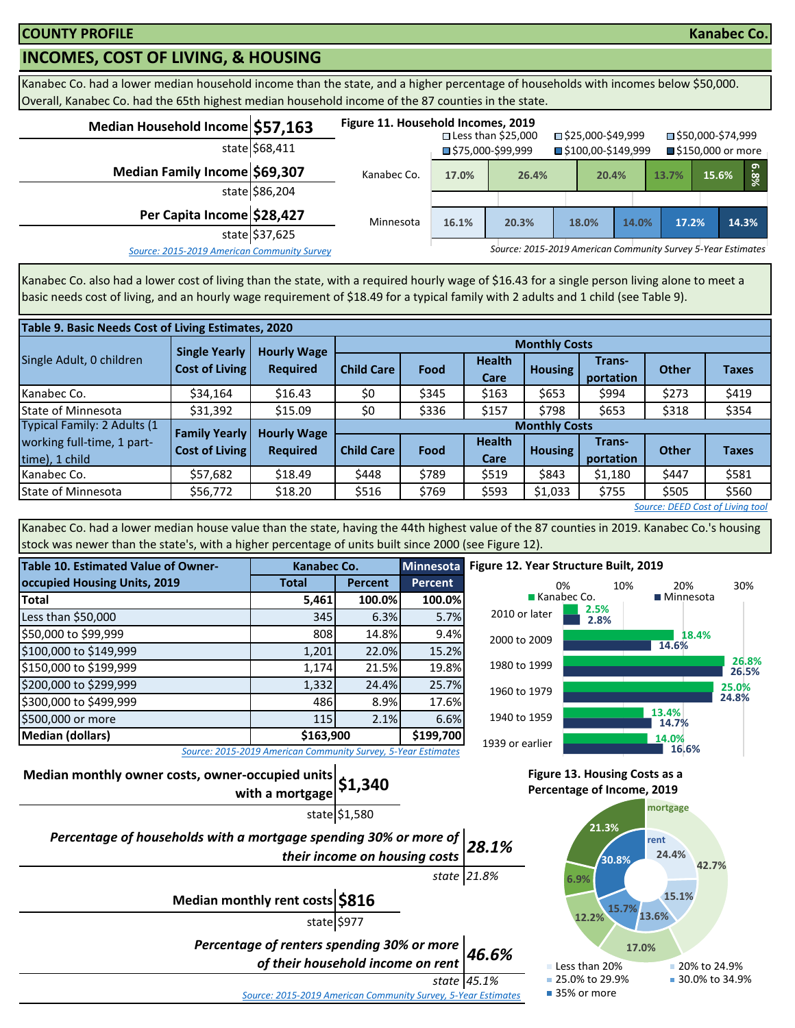COUNTY PROFILE — Kanabec Co.

## INCOMES, COST OF LIVING, & HOUSING

Kanabec Co. had a lower median household income than the state, and a higher percentage of households with incomes below $50,000. Overall, Kanabec Co. had the 65th highest median household income of the 87 counties in the state.

| | |
|---|---|
| **Median Household Income** | **$57,163** |
| state | $68,411 |
| **Median Family Income** | **$69,307** |
| state | $86,204 |
| **Per Capita Income** | **$28,427** |
| state | $37,625 |

*Source: 2015-2019 American Community Survey*

**Figure 11. Household Incomes, 2019**

| | Less than $25,000 | $25,000-$49,999 | $50,000-$74,999 | $75,000-$99,999 | $100,00-$149,999 | $150,000 or more |
|---|---|---|---|---|---|---|
| Kanabec Co. | 17.0% | 26.4% | 20.4% | 13.7% | 15.6% | 6.8% |
| Minnesota | 16.1% | 20.3% | 18.0% | 14.0% | 17.2% | 14.3% |

*Source: 2015-2019 American Community Survey 5-Year Estimates*

Kanabec Co. also had a lower cost of living than the state, with a required hourly wage of $16.43 for a single person living alone to meet a basic needs cost of living, and an hourly wage requirement of $18.49 for a typical family with 2 adults and 1 child (see Table 9).

**Table 9. Basic Needs Cost of Living Estimates, 2020**

| Single Adult, 0 children | Single Yearly Cost of Living | Hourly Wage Required | Monthly Costs: Child Care | Food | Health Care | Housing | Trans-portation | Other | Taxes |
|---|---|---|---|---|---|---|---|---|---|
| Kanabec Co. | $34,164 | $16.43 | $0 | $345 | $163 | $653 | $994 | $273 | $419 |
| State of Minnesota | $31,392 | $15.09 | $0 | $336 | $157 | $798 | $653 | $318 | $354 |
| **Typical Family: 2 Adults (1 working full-time, 1 part-time), 1 child** | **Family Yearly Cost of Living** | **Hourly Wage Required** | **Child Care** | **Food** | **Health Care** | **Housing** | **Trans-portation** | **Other** | **Taxes** |
| Kanabec Co. | $57,682 | $18.49 | $448 | $789 | $519 | $843 | $1,180 | $447 | $581 |
| State of Minnesota | $56,772 | $18.20 | $516 | $769 | $593 | $1,033 | $755 | $505 | $560 |

*Source: DEED Cost of Living tool*

Kanabec Co. had a lower median house value than the state, having the 44th highest value of the 87 counties in 2019. Kanabec Co.'s housing stock was newer than the state's, with a higher percentage of units built since 2000 (see Figure 12).

**Table 10. Estimated Value of Owner-occupied Housing Units, 2019**

| | Kanabec Co. Total | Kanabec Co. Percent | Minnesota Percent |
|---|---|---|---|
| **Total** | **5,461** | **100.0%** | **100.0%** |
| Less than $50,000 | 345 | 6.3% | 5.7% |
| $50,000 to $99,999 | 808 | 14.8% | 9.4% |
| $100,000 to $149,999 | 1,201 | 22.0% | 15.2% |
| $150,000 to $199,999 | 1,174 | 21.5% | 19.8% |
| $200,000 to $299,999 | 1,332 | 24.4% | 25.7% |
| $300,000 to $499,999 | 486 | 8.9% | 17.6% |
| $500,000 or more | 115 | 2.1% | 6.6% |
| **Median (dollars)** | **$163,900** | | **$199,700** |

*Source: 2015-2019 American Community Survey, 5-Year Estimates*

**Figure 12. Year Structure Built, 2019**

| | Kanabec Co. | Minnesota |
|---|---|---|
| 2010 or later | 2.5% | 2.8% |
| 2000 to 2009 | 18.4% | 14.6% |
| 1980 to 1999 | 26.8% | 26.5% |
| 1960 to 1979 | 25.0% | 24.8% |
| 1940 to 1959 | 13.4% | 14.7% |
| 1939 or earlier | 14.0% | 16.6% |

| | |
|---|---|
| **Median monthly owner costs, owner-occupied units with a mortgage** | **$1,340** |
| state | $1,580 |
| ***Percentage of households with a mortgage spending 30% or more of their income on housing costs*** | ***28.1%*** |
| *state* | *21.8%* |
| **Median monthly rent costs** | **$816** |
| state | $977 |
| ***Percentage of renters spending 30% or more of their household income on rent*** | ***46.6%*** |
| *state* | *45.1%* |

*Source: 2015-2019 American Community Survey, 5-Year Estimates*

**Figure 13. Housing Costs as a Percentage of Income, 2019**

| | Less than 20% | 20% to 24.9% | 25.0% to 29.9% | 30.0% to 34.9% | 35% or more |
|---|---|---|---|---|---|
| mortgage | 42.7% | 17.0% | 12.2% | 6.9% | 21.3% |
| rent | 24.4% | 15.1% | 13.6% | 15.7% | 30.8% |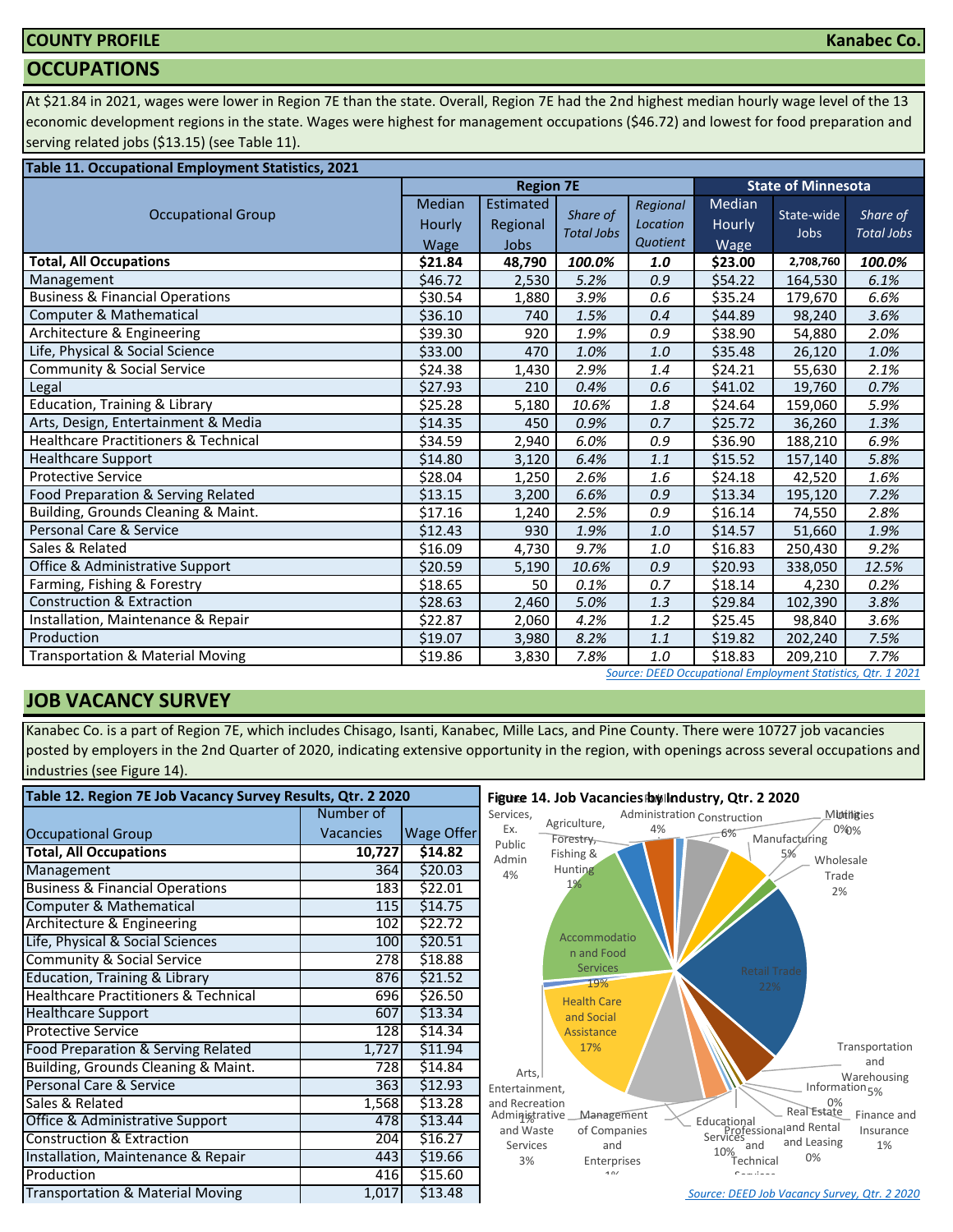**COUNTY PROFILE** — **Kanabec Co.**

## OCCUPATIONS

At $21.84 in 2021, wages were lower in Region 7E than the state. Overall, Region 7E had the 2nd highest median hourly wage level of the 13 economic development regions in the state. Wages were highest for management occupations ($46.72) and lowest for food preparation and serving related jobs ($13.15) (see Table 11).

**Table 11. Occupational Employment Statistics, 2021**

| Occupational Group | Region 7E | | | | State of Minnesota | | |
|---|---|---|---|---|---|---|---|
| | Median Hourly Wage | Estimated Regional Jobs | *Share of Total Jobs* | *Regional Location Quotient* | Median Hourly Wage | State-wide Jobs | *Share of Total Jobs* |
| **Total, All Occupations** | **$21.84** | **48,790** | ***100.0%*** | ***1.0*** | **$23.00** | **2,708,760** | ***100.0%*** |
| Management | $46.72 | 2,530 | *5.2%* | *0.9* | $54.22 | 164,530 | *6.1%* |
| Business & Financial Operations | $30.54 | 1,880 | *3.9%* | *0.6* | $35.24 | 179,670 | *6.6%* |
| Computer & Mathematical | $36.10 | 740 | *1.5%* | *0.4* | $44.89 | 98,240 | *3.6%* |
| Architecture & Engineering | $39.30 | 920 | *1.9%* | *0.9* | $38.90 | 54,880 | *2.0%* |
| Life, Physical & Social Science | $33.00 | 470 | *1.0%* | *1.0* | $35.48 | 26,120 | *1.0%* |
| Community & Social Service | $24.38 | 1,430 | *2.9%* | *1.4* | $24.21 | 55,630 | *2.1%* |
| Legal | $27.93 | 210 | *0.4%* | *0.6* | $41.02 | 19,760 | *0.7%* |
| Education, Training & Library | $25.28 | 5,180 | *10.6%* | *1.8* | $24.64 | 159,060 | *5.9%* |
| Arts, Design, Entertainment & Media | $14.35 | 450 | *0.9%* | *0.7* | $25.72 | 36,260 | *1.3%* |
| Healthcare Practitioners & Technical | $34.59 | 2,940 | *6.0%* | *0.9* | $36.90 | 188,210 | *6.9%* |
| Healthcare Support | $14.80 | 3,120 | *6.4%* | *1.1* | $15.52 | 157,140 | *5.8%* |
| Protective Service | $28.04 | 1,250 | *2.6%* | *1.6* | $24.18 | 42,520 | *1.6%* |
| Food Preparation & Serving Related | $13.15 | 3,200 | *6.6%* | *0.9* | $13.34 | 195,120 | *7.2%* |
| Building, Grounds Cleaning & Maint. | $17.16 | 1,240 | *2.5%* | *0.9* | $16.14 | 74,550 | *2.8%* |
| Personal Care & Service | $12.43 | 930 | *1.9%* | *1.0* | $14.57 | 51,660 | *1.9%* |
| Sales & Related | $16.09 | 4,730 | *9.7%* | *1.0* | $16.83 | 250,430 | *9.2%* |
| Office & Administrative Support | $20.59 | 5,190 | *10.6%* | *0.9* | $20.93 | 338,050 | *12.5%* |
| Farming, Fishing & Forestry | $18.65 | 50 | *0.1%* | *0.7* | $18.14 | 4,230 | *0.2%* |
| Construction & Extraction | $28.63 | 2,460 | *5.0%* | *1.3* | $29.84 | 102,390 | *3.8%* |
| Installation, Maintenance & Repair | $22.87 | 2,060 | *4.2%* | *1.2* | $25.45 | 98,840 | *3.6%* |
| Production | $19.07 | 3,980 | *8.2%* | *1.1* | $19.82 | 202,240 | *7.5%* |
| Transportation & Material Moving | $19.86 | 3,830 | *7.8%* | *1.0* | $18.83 | 209,210 | *7.7%* |

*Source: DEED Occupational Employment Statistics, Qtr. 1 2021*

## JOB VACANCY SURVEY

Kanabec Co. is a part of Region 7E, which includes Chisago, Isanti, Kanabec, Mille Lacs, and Pine County. There were 10727 job vacancies posted by employers in the 2nd Quarter of 2020, indicating extensive opportunity in the region, with openings across several occupations and industries (see Figure 14).

**Table 12. Region 7E Job Vacancy Survey Results, Qtr. 2 2020**

| Occupational Group | Number of Vacancies | Wage Offer |
|---|---|---|
| **Total, All Occupations** | **10,727** | **$14.82** |
| Management | 364 | $20.03 |
| Business & Financial Operations | 183 | $22.01 |
| Computer & Mathematical | 115 | $14.75 |
| Architecture & Engineering | 102 | $22.72 |
| Life, Physical & Social Sciences | 100 | $20.51 |
| Community & Social Service | 278 | $18.88 |
| Education, Training & Library | 876 | $21.52 |
| Healthcare Practitioners & Technical | 696 | $26.50 |
| Healthcare Support | 607 | $13.34 |
| Protective Service | 128 | $14.34 |
| Food Preparation & Serving Related | 1,727 | $11.94 |
| Building, Grounds Cleaning & Maint. | 728 | $14.84 |
| Personal Care & Service | 363 | $12.93 |
| Sales & Related | 1,568 | $13.28 |
| Office & Administrative Support | 478 | $13.44 |
| Construction & Extraction | 204 | $16.27 |
| Installation, Maintenance & Repair | 443 | $19.66 |
| Production | 416 | $15.60 |
| Transportation & Material Moving | 1,017 | $13.48 |

**Figure 14. Job Vacancies by Industry, Qtr. 2 2020**

Other Services, Ex. Public Admin 4%; Agriculture, Forestry, Fishing & Hunting 1%; Public Administration 4%; Construction 6%; Mining 0%; Utilities 0%; Manufacturing 5%; Wholesale Trade 2%; Retail Trade 22%; Transportation and Warehousing 5%; Information 0%; Finance and Insurance 1%; Real Estate and Rental and Leasing 0%; Professional and Technical Services; Educational Services 10%; Management of Companies and Enterprises 1%; Administrative and Waste Services 3%; Arts, Entertainment, and Recreation 1%; Health Care and Social Assistance 17%; Accommodation and Food Services 19%

*Source: DEED Job Vacancy Survey, Qtr. 2 2020*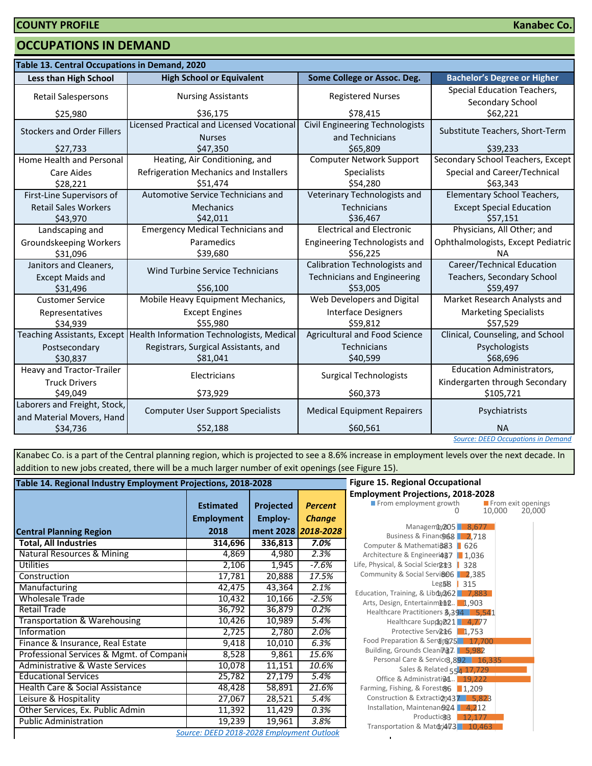**COUNTY PROFILE** | **Kanabec Co.**

# OCCUPATIONS IN DEMAND

**Table 13. Central Occupations in Demand, 2020**

| Less than High School | High School or Equivalent | Some College or Assoc. Deg. | Bachelor's Degree or Higher |
|---|---|---|---|
| Retail Salespersons $25,980 | Nursing Assistants $36,175 | Registered Nurses $78,415 | Special Education Teachers, Secondary School $62,221 |
| Stockers and Order Fillers $27,733 | Licensed Practical and Licensed Vocational Nurses $47,350 | Civil Engineering Technologists and Technicians $65,809 | Substitute Teachers, Short-Term $39,233 |
| Home Health and Personal Care Aides $28,221 | Heating, Air Conditioning, and Refrigeration Mechanics and Installers $51,474 | Computer Network Support Specialists $54,280 | Secondary School Teachers, Except Special and Career/Technical $63,343 |
| First-Line Supervisors of Retail Sales Workers $43,970 | Automotive Service Technicians and Mechanics $42,011 | Veterinary Technologists and Technicians $36,467 | Elementary School Teachers, Except Special Education $57,151 |
| Landscaping and Groundskeeping Workers $31,096 | Emergency Medical Technicians and Paramedics $39,680 | Electrical and Electronic Engineering Technologists and $56,225 | Physicians, All Other; and Ophthalmologists, Except Pediatric NA |
| Janitors and Cleaners, Except Maids and $31,496 | Wind Turbine Service Technicians $56,100 | Calibration Technologists and Technicians and Engineering $53,005 | Career/Technical Education Teachers, Secondary School $59,497 |
| Customer Service Representatives $34,939 | Mobile Heavy Equipment Mechanics, Except Engines $55,980 | Web Developers and Digital Interface Designers $59,812 | Market Research Analysts and Marketing Specialists $57,529 |
| Teaching Assistants, Except Postsecondary $30,837 | Health Information Technologists, Medical Registrars, Surgical Assistants, and $81,041 | Agricultural and Food Science Technicians $40,599 | Clinical, Counseling, and School Psychologists $68,696 |
| Heavy and Tractor-Trailer Truck Drivers $49,049 | Electricians $73,929 | Surgical Technologists $60,373 | Education Administrators, Kindergarten through Secondary $105,721 |
| Laborers and Freight, Stock, and Material Movers, Hand $34,736 | Computer User Support Specialists $52,188 | Medical Equipment Repairers $60,561 | Psychiatrists NA |

Source: DEED Occupations in Demand

Kanabec Co. is a part of the Central planning region, which is projected to see a 8.6% increase in employment levels over the next decade. In addition to new jobs created, there will be a much larger number of exit openings (see Figure 15).

**Table 14. Regional Industry Employment Projections, 2018-2028**

| Central Planning Region | Estimated Employment 2018 | Projected Employment 2028 | *Percent Change 2018-2028* |
|---|---|---|---|
| **Total, All Industries** | **314,696** | **336,813** | ***7.0%*** |
| Natural Resources & Mining | 4,869 | 4,980 | *2.3%* |
| Utilities | 2,106 | 1,945 | *-7.6%* |
| Construction | 17,781 | 20,888 | *17.5%* |
| Manufacturing | 42,475 | 43,364 | *2.1%* |
| Wholesale Trade | 10,432 | 10,166 | *-2.5%* |
| Retail Trade | 36,792 | 36,879 | *0.2%* |
| Transportation & Warehousing | 10,426 | 10,989 | *5.4%* |
| Information | 2,725 | 2,780 | *2.0%* |
| Finance & Insurance, Real Estate | 9,418 | 10,010 | *6.3%* |
| Professional Services & Mgmt. of Compani | 8,528 | 9,861 | *15.6%* |
| Administrative & Waste Services | 10,078 | 11,151 | *10.6%* |
| Educational Services | 25,782 | 27,179 | *5.4%* |
| Health Care & Social Assistance | 48,428 | 58,891 | *21.6%* |
| Leisure & Hospitality | 27,067 | 28,521 | *5.4%* |
| Other Services, Ex. Public Admin | 11,392 | 11,429 | *0.3%* |
| Public Administration | 19,239 | 19,961 | *3.8%* |

Source: DEED 2018-2028 Employment Outlook

**Figure 15. Regional Occupational Employment Projections, 2018-2028**

| Occupation | From employment growth | From exit openings |
|---|---|---|
| Management | 1,205 | 8,677 |
| Business & Financial | 968 | 2,718 |
| Computer & Mathematical | 383 | 626 |
| Architecture & Engineering | 437 | 1,036 |
| Life, Physical, & Social Science | 213 | 328 |
| Community & Social Service | 806 | 2,385 |
| Legal | 58 | 315 |
| Education, Training, & Library | 1,262 | 7,883 |
| Arts, Design, Entertainment... | 112 | 1,903 |
| Healthcare Practitioners & ... | 3,394 | 5,541 |
| Healthcare Support | 1,221 | 4,777 |
| Protective Service | 216 | 1,753 |
| Food Preparation & Serving | 1,675 | 17,700 |
| Building, Grounds Cleaning... | 737 | 5,982 |
| Personal Care & Service | 3,892 | 16,335 |
| Sales & Related | 554 | 17,729 |
| Office & Administrative... | 31 | 19,222 |
| Farming, Fishing, & Forestry | 86 | 1,209 |
| Construction & Extraction | 2,437 | 5,823 |
| Installation, Maintenance... | 924 | 4,212 |
| Production | 33 | 12,177 |
| Transportation & Material... | 1,473 | 10,463 |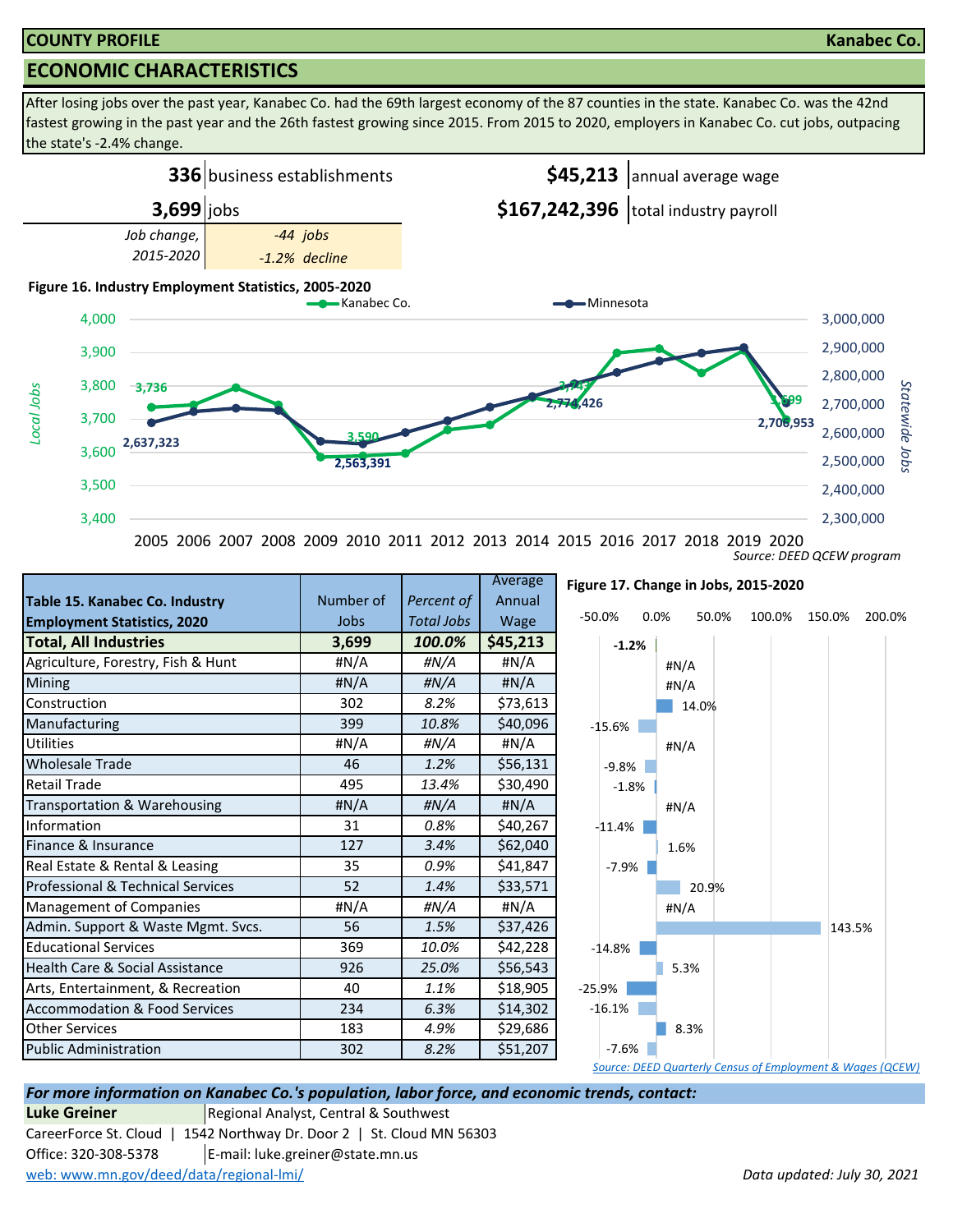**COUNTY PROFILE** **Kanabec Co.**

## ECONOMIC CHARACTERISTICS

After losing jobs over the past year, Kanabec Co. had the 69th largest economy of the 87 counties in the state. Kanabec Co. was the 42nd fastest growing in the past year and the 26th fastest growing since 2015. From 2015 to 2020, employers in Kanabec Co. cut jobs, outpacing the state's -2.4% change.

**336** business establishments

**3,699** jobs

| | |
|---|---|
| *Job change, 2015-2020* | *-44 jobs* *-1.2% decline* |

**$45,213** annual average wage

**$167,242,396** total industry payroll

**Figure 16. Industry Employment Statistics, 2005-2020**

Kanabec Co.
Minnesota

Local Jobs
4,000
3,900
3,800
3,700
3,600
3,500
3,400

Statewide Jobs
3,000,000
2,900,000
2,800,000
2,700,000
2,600,000
2,500,000
2,400,000
2,300,000

2005 2006 2007 2008 2009 2010 2011 2012 2013 2014 2015 2016 2017 2018 2019 2020

3,736
2,637,323
3,590
2,563,391
3,743
2,774,426
3,699
2,706,953

*Source: DEED QCEW program*

| **Table 15. Kanabec Co. Industry Employment Statistics, 2020** | Number of Jobs | *Percent of Total Jobs* | Average Annual Wage |
|---|---|---|---|
| **Total, All Industries** | **3,699** | ***100.0%*** | **$45,213** |
| Agriculture, Forestry, Fish & Hunt | #N/A | *#N/A* | #N/A |
| Mining | #N/A | *#N/A* | #N/A |
| Construction | 302 | *8.2%* | $73,613 |
| Manufacturing | 399 | *10.8%* | $40,096 |
| Utilities | #N/A | *#N/A* | #N/A |
| Wholesale Trade | 46 | *1.2%* | $56,131 |
| Retail Trade | 495 | *13.4%* | $30,490 |
| Transportation & Warehousing | #N/A | *#N/A* | #N/A |
| Information | 31 | *0.8%* | $40,267 |
| Finance & Insurance | 127 | *3.4%* | $62,040 |
| Real Estate & Rental & Leasing | 35 | *0.9%* | $41,847 |
| Professional & Technical Services | 52 | *1.4%* | $33,571 |
| Management of Companies | #N/A | *#N/A* | #N/A |
| Admin. Support & Waste Mgmt. Svcs. | 56 | *1.5%* | $37,426 |
| Educational Services | 369 | *10.0%* | $42,228 |
| Health Care & Social Assistance | 926 | *25.0%* | $56,543 |
| Arts, Entertainment, & Recreation | 40 | *1.1%* | $18,905 |
| Accommodation & Food Services | 234 | *6.3%* | $14,302 |
| Other Services | 183 | *4.9%* | $29,686 |
| Public Administration | 302 | *8.2%* | $51,207 |

**Figure 17. Change in Jobs, 2015-2020**

-50.0% 0.0% 50.0% 100.0% 150.0% 200.0%

-1.2%
#N/A
#N/A
14.0%
-15.6%
#N/A
-9.8%
-1.8%
#N/A
-11.4%
1.6%
-7.9%
20.9%
#N/A
143.5%
-14.8%
5.3%
-25.9%
-16.1%
8.3%
-7.6%

*Source: DEED Quarterly Census of Employment & Wages (QCEW)*

***For more information on Kanabec Co.'s population, labor force, and economic trends, contact:***

**Luke Greiner** | Regional Analyst, Central & Southwest

CareerForce St. Cloud | 1542 Northway Dr. Door 2 | St. Cloud MN 56303

Office: 320-308-5378 | E-mail: luke.greiner@state.mn.us

web: www.mn.gov/deed/data/regional-lmi/

*Data updated: July 30, 2021*